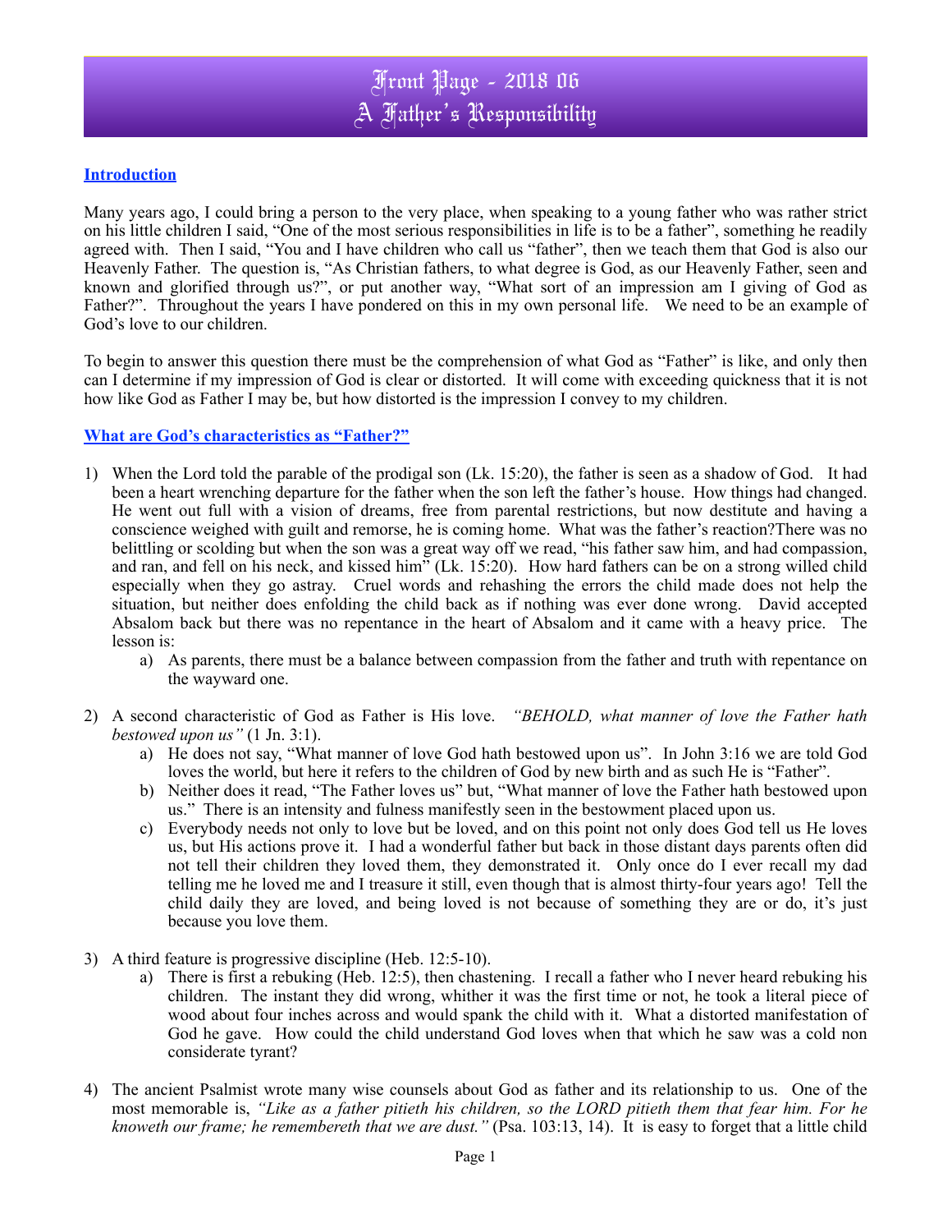# Front Page - 2018 06
# A Father's Responsibility

## Introduction

Many years ago, I could bring a person to the very place, when speaking to a young father who was rather strict on his little children I said, "One of the most serious responsibilities in life is to be a father", something he readily agreed with. Then I said, "You and I have children who call us "father", then we teach them that God is also our Heavenly Father. The question is, "As Christian fathers, to what degree is God, as our Heavenly Father, seen and known and glorified through us?", or put another way, "What sort of an impression am I giving of God as Father?". Throughout the years I have pondered on this in my own personal life. We need to be an example of God's love to our children.

To begin to answer this question there must be the comprehension of what God as "Father" is like, and only then can I determine if my impression of God is clear or distorted. It will come with exceeding quickness that it is not how like God as Father I may be, but how distorted is the impression I convey to my children.

## What are God's characteristics as "Father?"

1) When the Lord told the parable of the prodigal son (Lk. 15:20), the father is seen as a shadow of God. It had been a heart wrenching departure for the father when the son left the father's house. How things had changed. He went out full with a vision of dreams, free from parental restrictions, but now destitute and having a conscience weighed with guilt and remorse, he is coming home. What was the father's reaction?There was no belittling or scolding but when the son was a great way off we read, "his father saw him, and had compassion, and ran, and fell on his neck, and kissed him" (Lk. 15:20). How hard fathers can be on a strong willed child especially when they go astray. Cruel words and rehashing the errors the child made does not help the situation, but neither does enfolding the child back as if nothing was ever done wrong. David accepted Absalom back but there was no repentance in the heart of Absalom and it came with a heavy price. The lesson is:
    a) As parents, there must be a balance between compassion from the father and truth with repentance on the wayward one.

2) A second characteristic of God as Father is His love. *"BEHOLD, what manner of love the Father hath bestowed upon us"* (1 Jn. 3:1).
    a) He does not say, "What manner of love God hath bestowed upon us". In John 3:16 we are told God loves the world, but here it refers to the children of God by new birth and as such He is "Father".
    b) Neither does it read, "The Father loves us" but, "What manner of love the Father hath bestowed upon us." There is an intensity and fulness manifestly seen in the bestowment placed upon us.
    c) Everybody needs not only to love but be loved, and on this point not only does God tell us He loves us, but His actions prove it. I had a wonderful father but back in those distant days parents often did not tell their children they loved them, they demonstrated it. Only once do I ever recall my dad telling me he loved me and I treasure it still, even though that is almost thirty-four years ago! Tell the child daily they are loved, and being loved is not because of something they are or do, it's just because you love them.

3) A third feature is progressive discipline (Heb. 12:5-10).
    a) There is first a rebuking (Heb. 12:5), then chastening. I recall a father who I never heard rebuking his children. The instant they did wrong, whither it was the first time or not, he took a literal piece of wood about four inches across and would spank the child with it. What a distorted manifestation of God he gave. How could the child understand God loves when that which he saw was a cold non considerate tyrant?

4) The ancient Psalmist wrote many wise counsels about God as father and its relationship to us. One of the most memorable is, *"Like as a father pitieth his children, so the LORD pitieth them that fear him. For he knoweth our frame; he remembereth that we are dust."* (Psa. 103:13, 14). It is easy to forget that a little child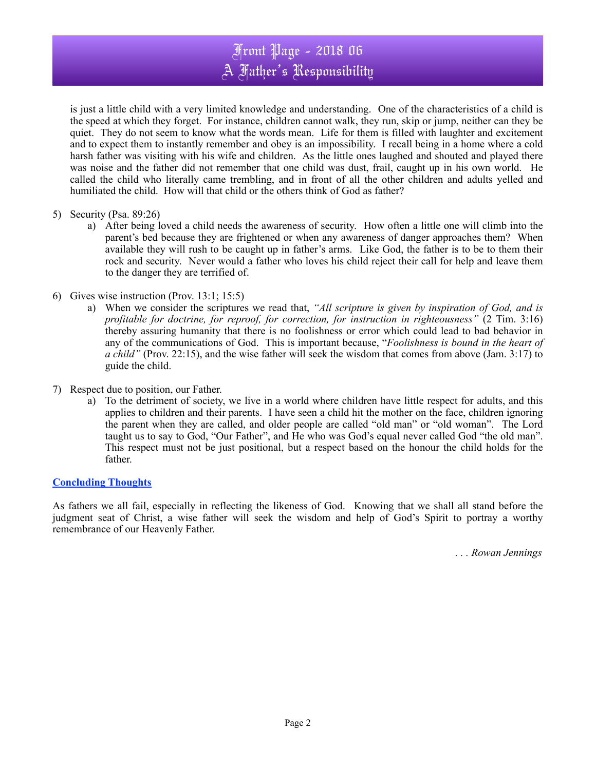is just a little child with a very limited knowledge and understanding. One of the characteristics of a child is the speed at which they forget. For instance, children cannot walk, they run, skip or jump, neither can they be quiet. They do not seem to know what the words mean. Life for them is filled with laughter and excitement and to expect them to instantly remember and obey is an impossibility. I recall being in a home where a cold harsh father was visiting with his wife and children. As the little ones laughed and shouted and played there was noise and the father did not remember that one child was dust, frail, caught up in his own world. He called the child who literally came trembling, and in front of all the other children and adults yelled and humiliated the child. How will that child or the others think of God as father?

5) Security (Psa. 89:26)
   a) After being loved a child needs the awareness of security. How often a little one will climb into the parent's bed because they are frightened or when any awareness of danger approaches them? When available they will rush to be caught up in father's arms. Like God, the father is to be to them their rock and security. Never would a father who loves his child reject their call for help and leave them to the danger they are terrified of.

6) Gives wise instruction (Prov. 13:1; 15:5)
   a) When we consider the scriptures we read that, *"All scripture is given by inspiration of God, and is profitable for doctrine, for reproof, for correction, for instruction in righteousness"* (2 Tim. 3:16) thereby assuring humanity that there is no foolishness or error which could lead to bad behavior in any of the communications of God. This is important because, "*Foolishness is bound in the heart of a child"* (Prov. 22:15), and the wise father will seek the wisdom that comes from above (Jam. 3:17) to guide the child.

7) Respect due to position, our Father.
   a) To the detriment of society, we live in a world where children have little respect for adults, and this applies to children and their parents. I have seen a child hit the mother on the face, children ignoring the parent when they are called, and older people are called "old man" or "old woman". The Lord taught us to say to God, "Our Father", and He who was God's equal never called God "the old man". This respect must not be just positional, but a respect based on the honour the child holds for the father.

**Concluding Thoughts**

As fathers we all fail, especially in reflecting the likeness of God. Knowing that we shall all stand before the judgment seat of Christ, a wise father will seek the wisdom and help of God's Spirit to portray a worthy remembrance of our Heavenly Father.

*. . . Rowan Jennings*